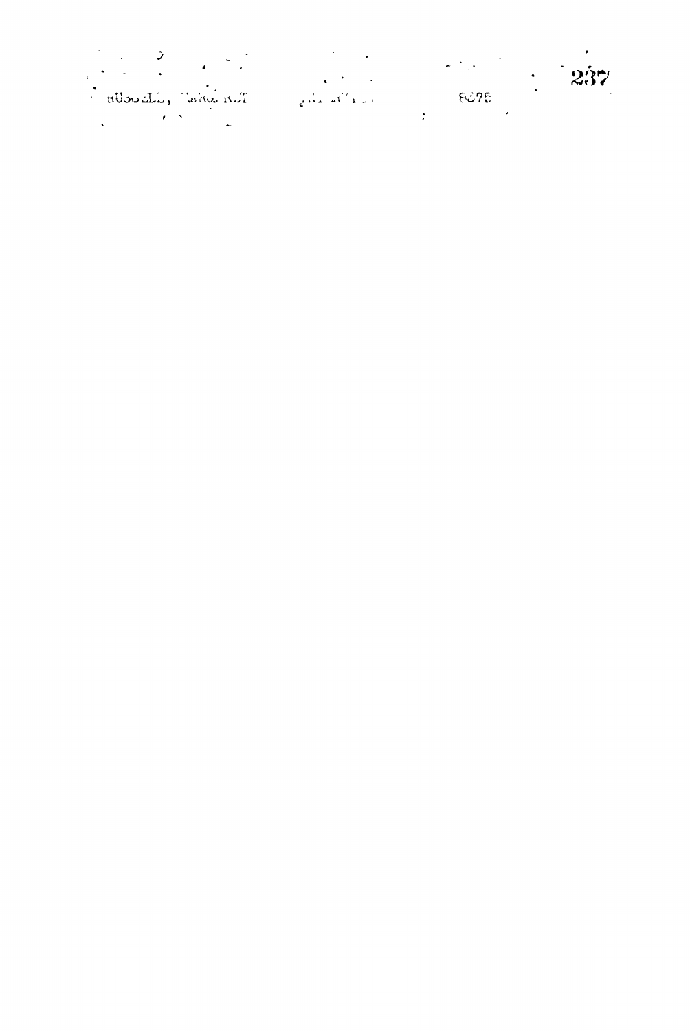RUSSELL, MARGARET 8675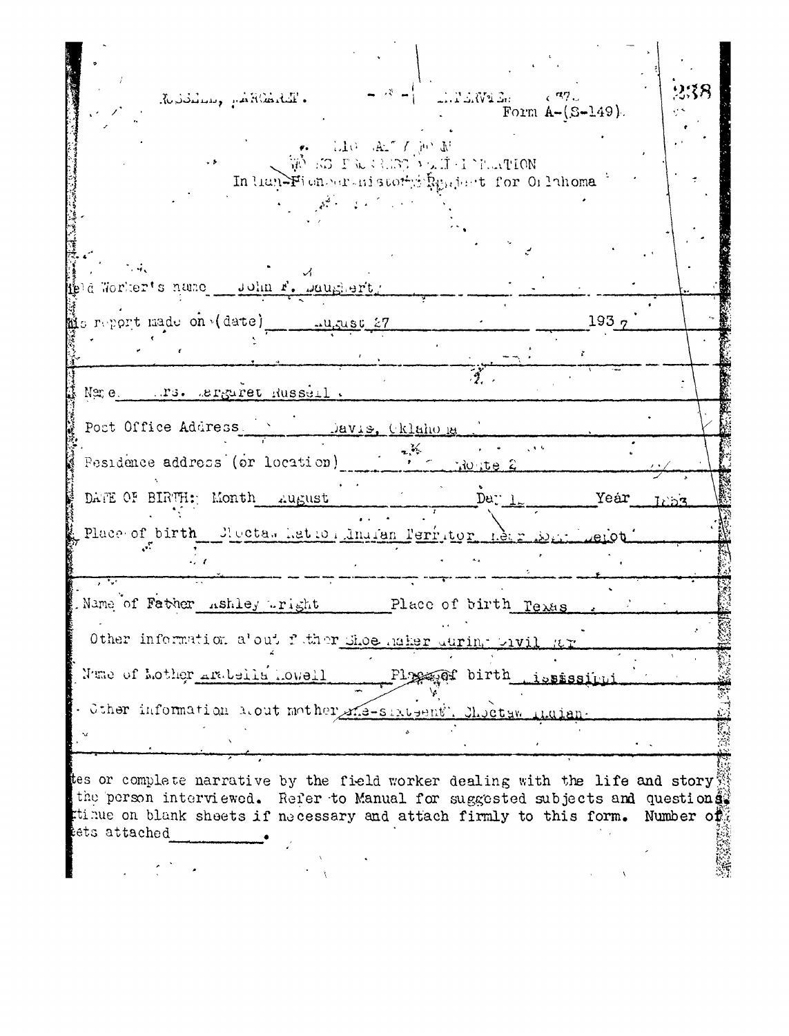RUSSELL, MARGARET. INTERVIEW. 7

Form A-(S-149)

BIOGRAPHY FORM
WORKS PROGRESS ADMINISTRATION
Indian-Pioneer History Project for Oklahoma

Field Worker's name John F. Daugherty

This report made on (date) August 27 1937

Name Mrs. Margaret Russell

Post Office Address Davis, Oklahoma

Residence address (or location) Route 2

DATE OF BIRTH: Month August Day 1 Year 1853

Place of birth Choctaw Nation Indian Territory near Boggy Depot

Name of Father Ashley Wright Place of birth Texas

Other information about father Shoe maker during Civil War

Name of Mother Arabella Lowell Place of birth Mississippi

Other information about mother One-sixteenth Choctaw Indian

Notes or complete narrative by the field worker dealing with the life and story of the person interviewed. Refer to Manual for suggested subjects and questions. Continue on blank sheets if necessary and attach firmly to this form. Number of sheets attached \_\_\_\_\_\_\_\_.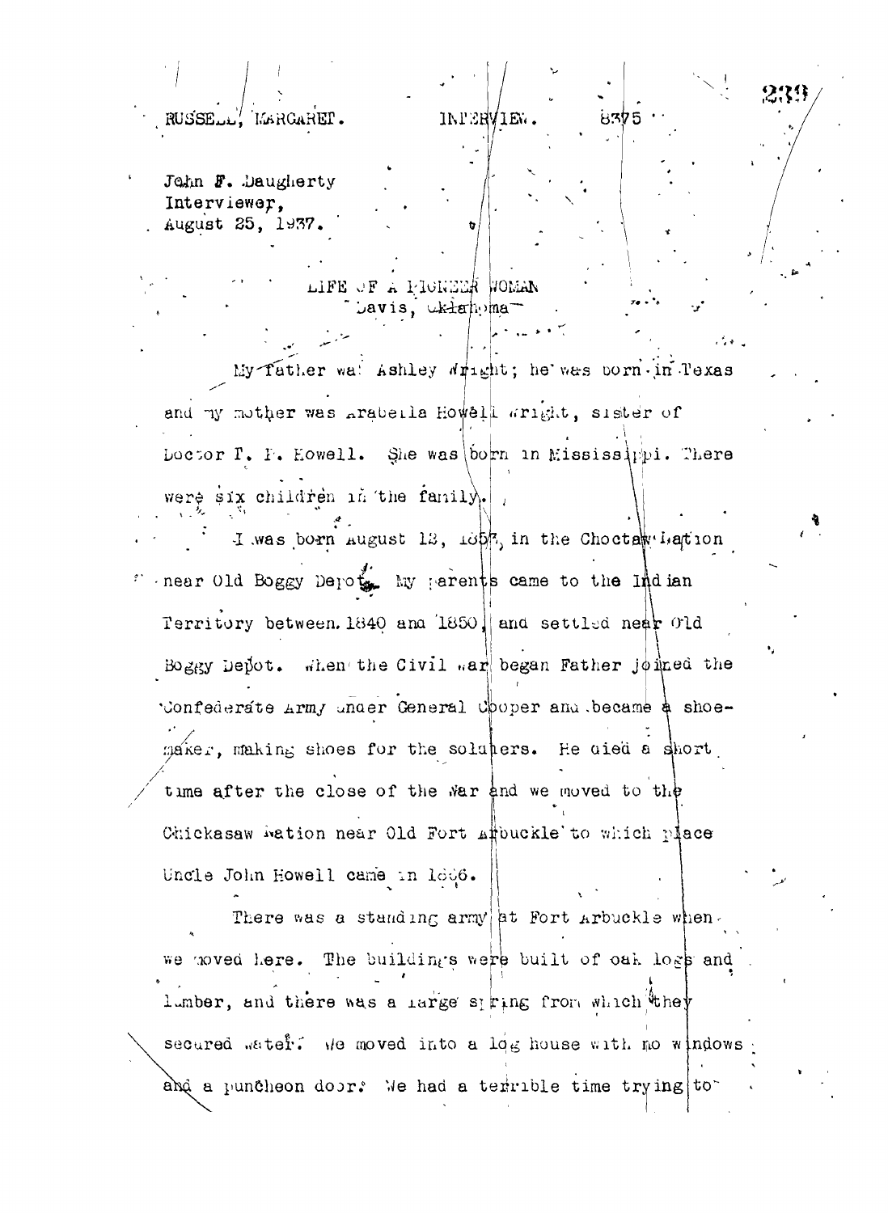RUSSELL, MARGARET. INTERVIEW. 8375

John F. Daugherty
Interviewer,
August 25, 1937.

LIFE OF A PIONEER WOMAN
Davis, Oklahoma

My father was Ashley Wright; he was born in Texas and my mother was Arabella Howell Wright, sister of Doctor T. P. Howell. She was born in Mississippi. There were six children in the family.

I was born August 13, 1857, in the Choctaw Nation near Old Boggy Depot. My parents came to the Indian Territory between 1840 and 1850, and settled near Old Boggy Depot. When the Civil War began Father joined the Confederate Army under General Cooper and became a shoemaker, making shoes for the soldiers. He died a short time after the close of the War and we moved to the Chickasaw Nation near Old Fort Arbuckle to which place Uncle John Howell came in 1866.

There was a standing army at Fort Arbuckle when we moved here. The buildings were built of oak logs and lumber, and there was a large spring from which they secured water. We moved into a log house with no windows and a puncheon door. We had a terrible time trying to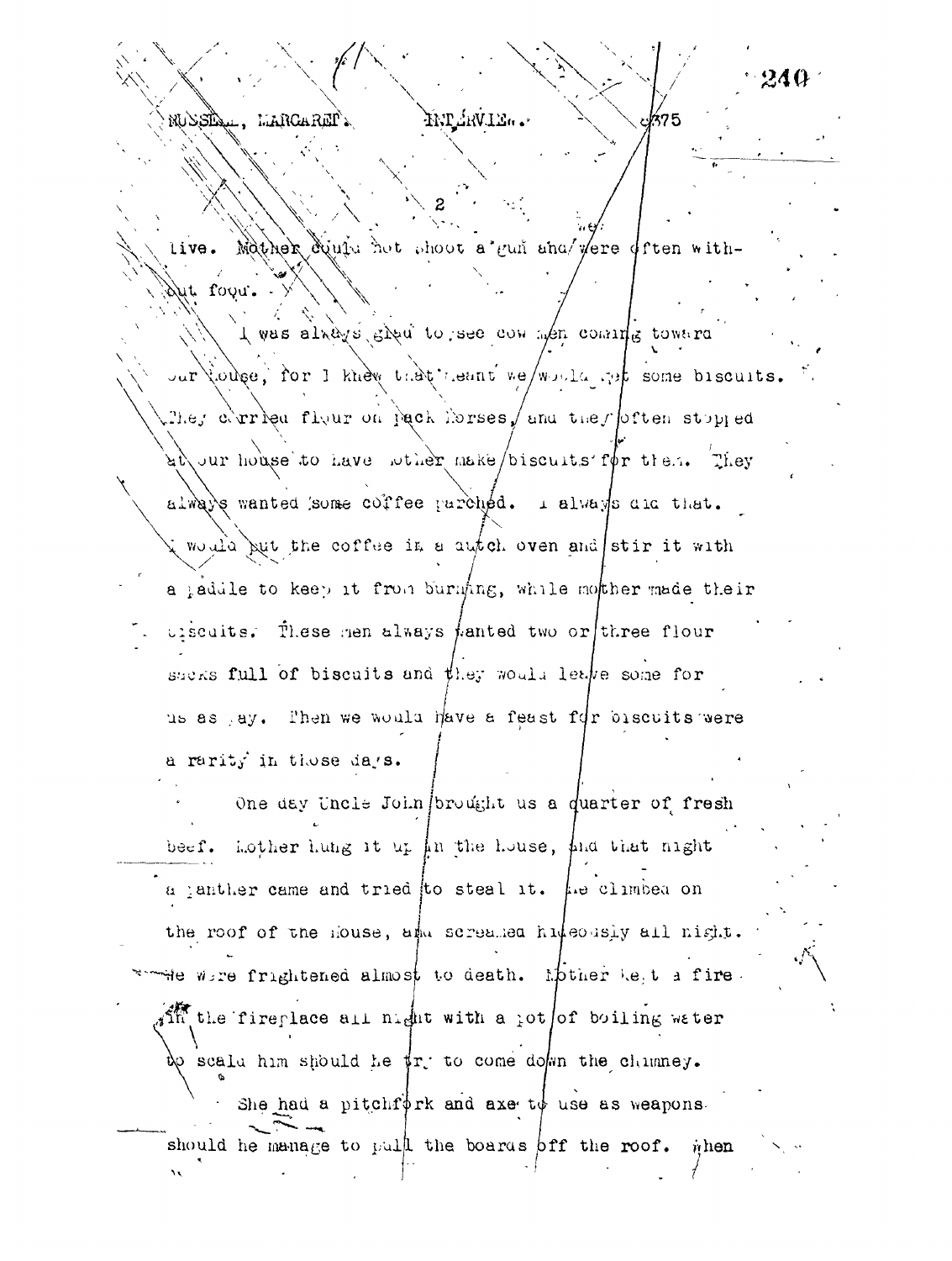live. Mother could not shoot a gun and we were often without food.

I was always glad to see cow men coming toward our house, for I knew that meant we would get some biscuits. They carried flour on pack horses, and they often stopped at our house to have mother make biscuits for them. They always wanted some coffee parched. I always did that. I would put the coffee in a dutch oven and stir it with a paddle to keep it from burning, while mother made their biscuits. These men always wanted two or three flour sacks full of biscuits and they would leave some for us as pay. Then we would have a feast for biscuits were a rarity in those days.

One day Uncle John brought us a quarter of fresh beef. Mother hung it up in the house, and that night a panther came and tried to steal it. He climbed on the roof of the house, and screamed hideously all night. We were frightened almost to death. Mother kept a fire in the fireplace all night with a pot of boiling water to scald him should he try to come down the chimney. She had a pitchfork and axe to use as weapons should he manage to pull the boards off the roof. When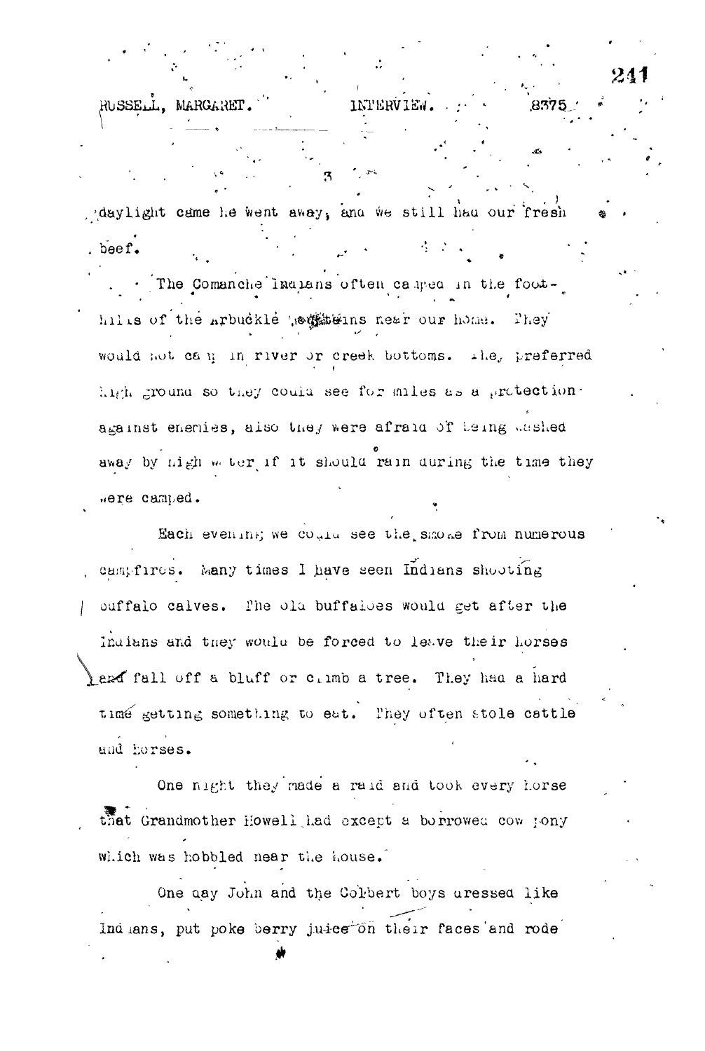daylight came he went away, and we still had our fresh beef.

The Comanche Indians often camped in the foot-hills of the Arbuckle Mountains near our home. They would not camp in river or creek bottoms. They preferred high ground so they could see for miles as a protection against enemies, also they were afraid of being washed away by high water if it should rain during the time they were camped.

Each evening we could see the smoke from numerous campfires. Many times I have seen Indians shooting buffalo calves. The old buffaloes would get after the Indians and they would be forced to leave their horses and fall off a bluff or climb a tree. They had a hard time getting something to eat. They often stole cattle and horses.

One night they made a raid and took every horse that Grandmother Howell had except a borrowed cow pony which was hobbled near the house.

One day John and the Colbert boys dressed like Indians, put poke berry juice on their faces and rode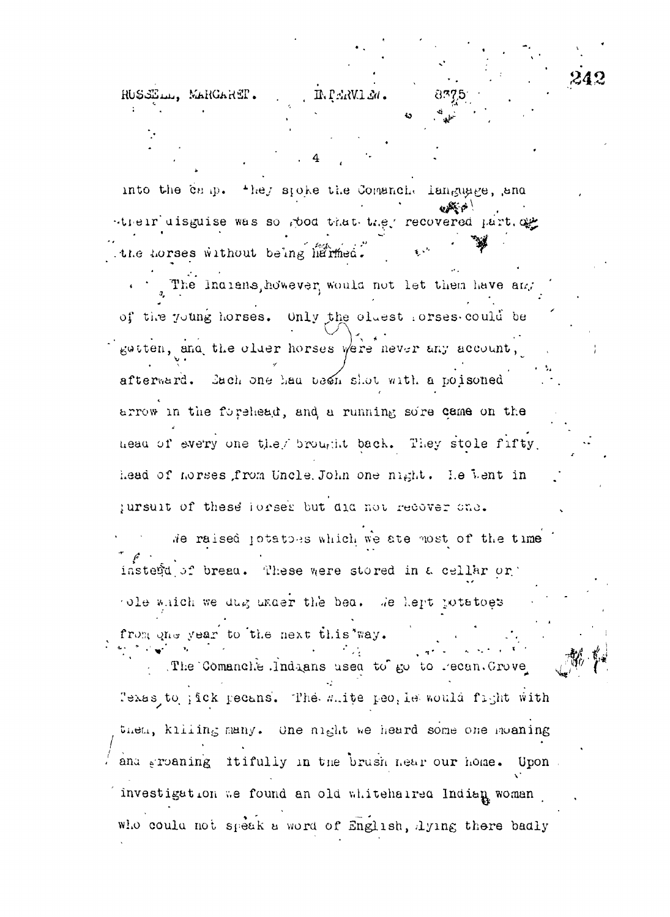into the camp. They spoke the Comanche language, and their disguise was so good that they recovered part of the horses without being harmed.

The Indians, however, would not let them have any of the young horses. Only the oldest horses could be gotten, and the older horses were never any account, afterward. Each one had been shot with a poisoned arrow in the forehead, and a running sore came on the head of every one they brought back. They stole fifty head of horses from Uncle John one night. He went in pursuit of these horses but did not recover one.

We raised potatoes which we ate most of the time instead of bread. These were stored in a cellar or hole which we dug under the bed. We kept potatoes from one year to the next this way.

The Comanche Indians used to go to Pecan Grove Texas to pick pecans. The white people would fight with them, killing many. One night we heard some one moaning and groaning pitifully in the brush near our home. Upon investigation we found an old whitehaired Indian woman who could not speak a word of English, lying there badly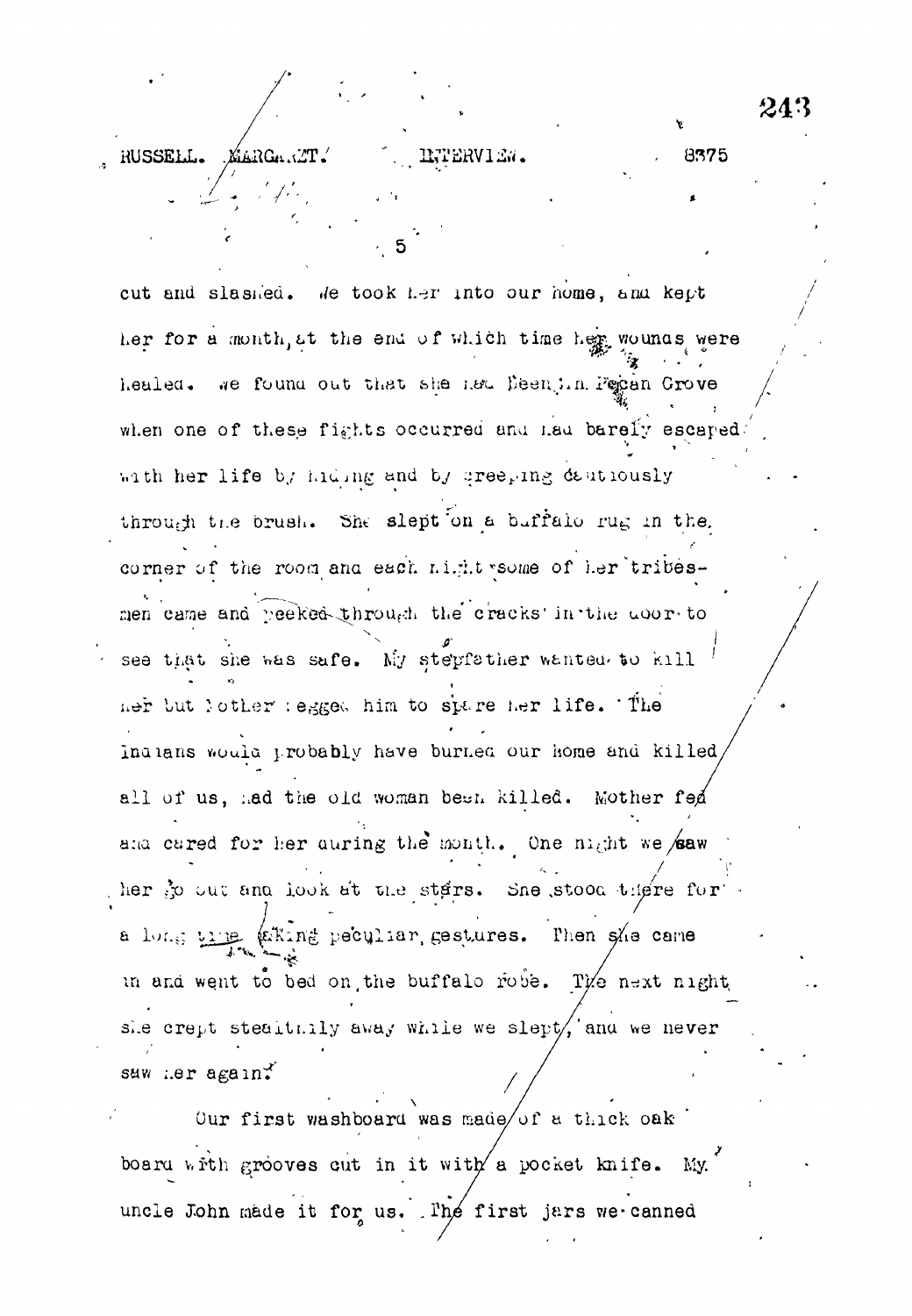cut and slashed. We took her into our home, and kept her for a month, at the end of which time her wounds were healed. We found out that she had been in Pecan Grove when one of these fights occurred and had barely escaped with her life by hiding and by creeping cautiously through the brush. She slept on a buffalo rug in the corner of the room and each night some of her tribesmen came and peeked through the cracks in the door to see that she was safe. My stepfather wanted to kill her but Mother begged him to spare her life. The Indians would probably have burned our home and killed all of us, had the old woman been killed. Mother fed and cared for her during the month. One night we saw her go out and look at the stars. She stood there for a long time making peculiar gestures. Then she came in and went to bed on the buffalo robe. The next night she crept stealthily away while we slept, and we never saw her again.

Our first washboard was made of a thick oak board with grooves cut in it with a pocket knife. My uncle John made it for us. The first jars we canned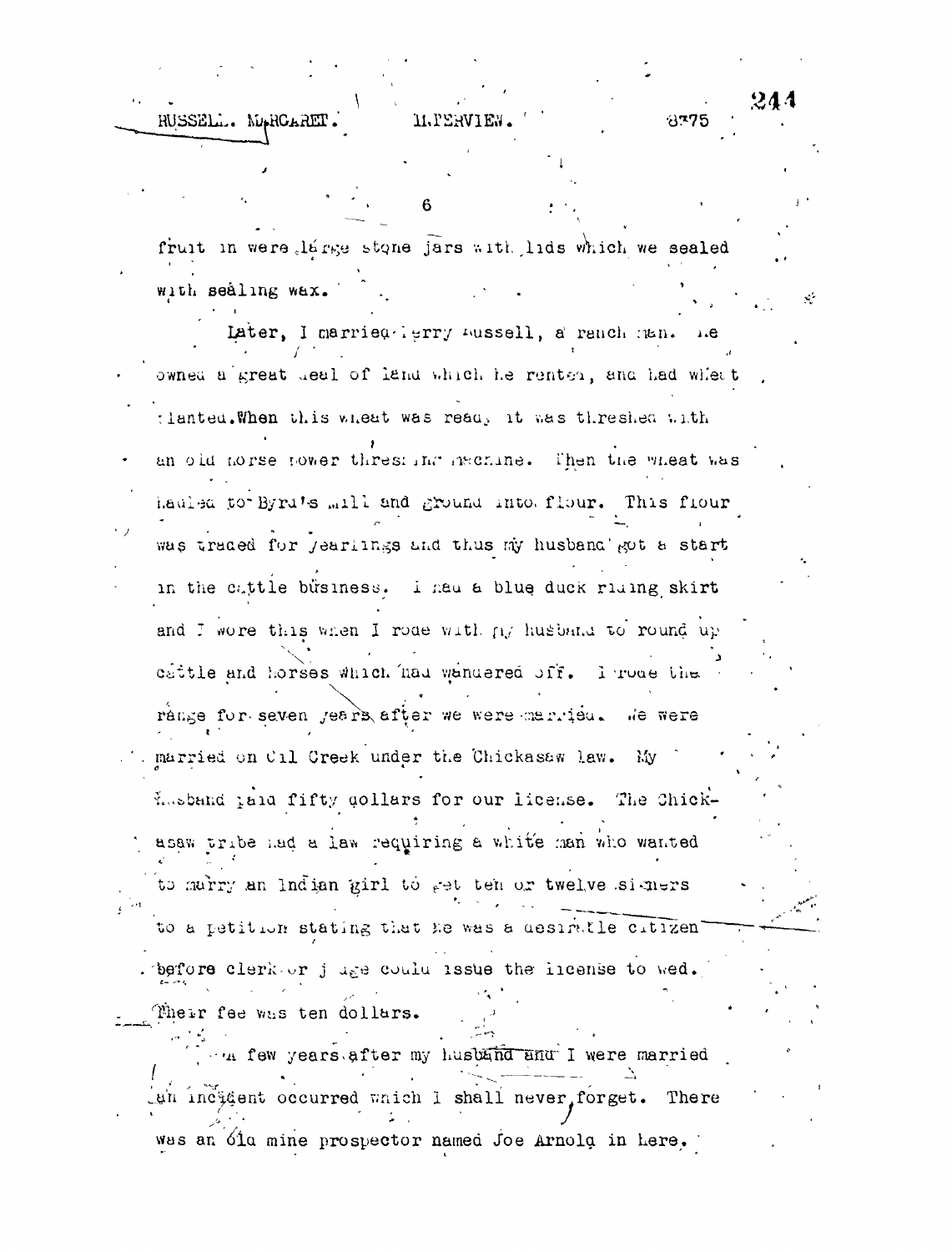fruit in were large stone jars with lids which we sealed with sealing wax.

Later, I married Jerry Russell, a ranch man. He owned a great deal of land which he rented, and had wheat planted. When this wheat was ready it was threshed with an old horse power threshing machine. Then the wheat was hauled to Byrd's mill and ground into flour. This flour was traded for yearlings and thus my husband got a start in the cattle business. I had a blue duck riding skirt and I wore this when I rode with my husband to round up cattle and horses which had wandered off. I rode the range for seven years after we were married. We were married on Oil Creek under the Chickasaw law. My husband paid fifty dollars for our license. The Chickasaw tribe had a law requiring a white man who wanted to marry an Indian girl to get ten or twelve signers to a petition stating that he was a desirable citizen before clerk or judge could issue the license to wed. Their fee was ten dollars.

A few years after my husband and I were married an incident occurred which I shall never forget. There was an old mine prospector named Joe Arnold in here.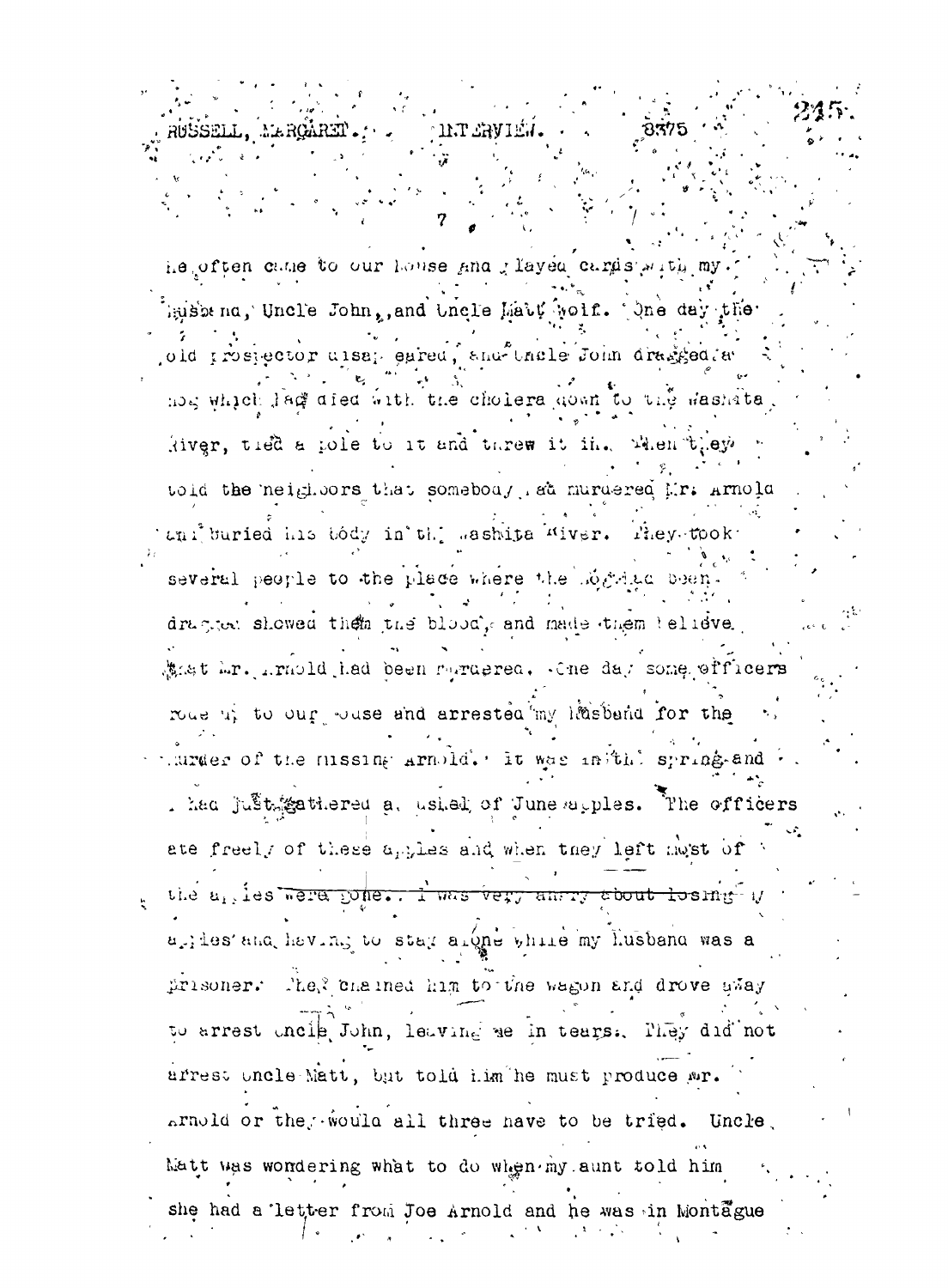he often came to our house and played cards with my husband, Uncle John, and Uncle Matt Wolf. One day the old prospector disappeared, and Uncle John dragged a hog which had died with the cholera down to the Washita River, tied a pole to it and threw it in. Then they told the neighbors that somebody had murdered Mr. Arnold and buried his body in the Washita River. They took several people to the place where the hog had been dragged showed them the blood, and made them believe that Mr. Arnold had been murdered. One day some officers rode up to our house and arrested my husband for the murder of the missing Arnold. It was in the spring and I had just gathered a bushel of June apples. The officers ate freely of these apples and when they left most of the apples were gone. I was very angry about losing my apples and having to stay alone while my husband was a prisoner. They chained him to the wagon and drove away to arrest Uncle John, leaving me in tears. They did not arrest Uncle Matt, but told him he must produce Mr. Arnold or they would all three have to be tried. Uncle Matt was wondering what to do when my aunt told him she had a letter from Joe Arnold and he was in Montague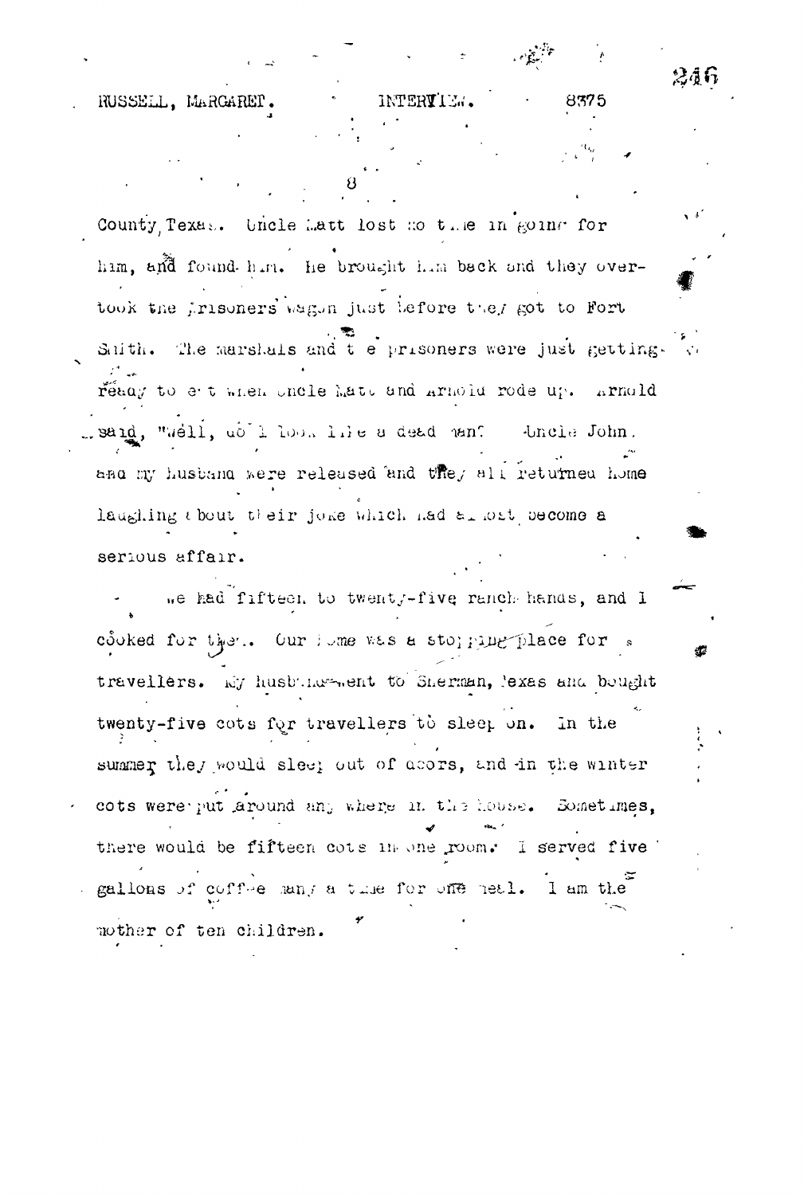County, Texas. Uncle Matt lost no time in going for him, and found him. He brought him back and they overtook the prisoners' wagon just before they got to Fort Smith. The marshals and the prisoners were just getting ready to eat when Uncle Matt and Arnold rode up. Arnold said, "Well, do I look like a dead man? Uncle John, and my husband were released and they all returned home laughing about their joke which had almost become a serious affair.

We had fifteen to twenty-five ranch hands, and I cooked for them. Our home was a stopping place for travellers. My husband went to Sherman, Texas and bought twenty-five cots for travellers to sleep on. In the summer they would sleep out of doors, and in the winter cots were put around any where in the house. Sometimes, there would be fifteen cots in one room. I served five gallons of coffee many a time for one meal. I am the mother of ten children.